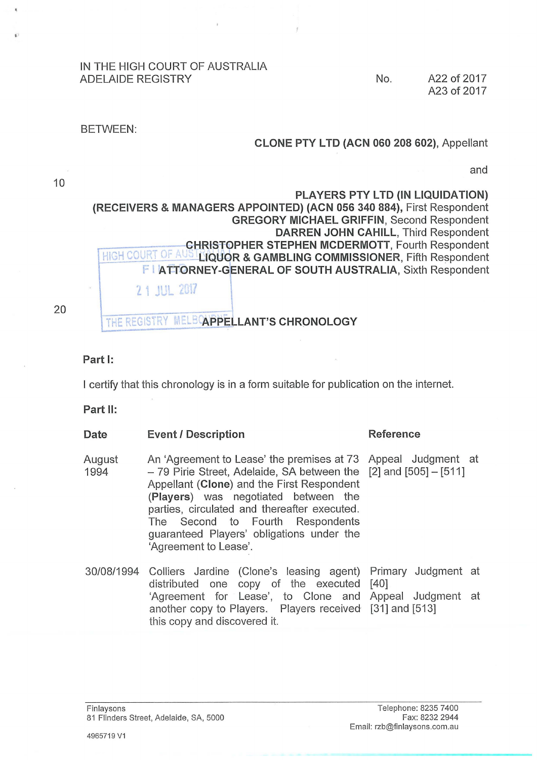IN THE HIGH COURT OF AUSTRALIA
ADELAIDE REGISTRY

No. A22 of 2017
A23 of 2017

BETWEEN:

**CLONE PTY LTD (ACN 060 208 602),** Appellant

and

**PLAYERS PTY LTD (IN LIQUIDATION) (RECEIVERS & MANAGERS APPOINTED) (ACN 056 340 884),** First Respondent
**GREGORY MICHAEL GRIFFIN**, Second Respondent
**DARREN JOHN CAHILL**, Third Respondent
**CHRISTOPHER STEPHEN MCDERMOTT**, Fourth Respondent
**LIQUOR & GAMBLING COMMISSIONER**, Fifth Respondent
**ATTORNEY-GENERAL OF SOUTH AUSTRALIA**, Sixth Respondent

HIGH COURT OF AUSTRALIA
FILED
21 JUL 2017
THE REGISTRY MELBOURNE

## APPELLANT'S CHRONOLOGY

**Part I:**

I certify that this chronology is in a form suitable for publication on the internet.

**Part II:**

| Date | Event / Description | Reference |
|---|---|---|
| August 1994 | An 'Agreement to Lease' the premises at 73 – 79 Pirie Street, Adelaide, SA between the Appellant (**Clone**) and the First Respondent (**Players**) was negotiated between the parties, circulated and thereafter executed. The Second to Fourth Respondents guaranteed Players' obligations under the 'Agreement to Lease'. | Appeal Judgment at [2] and [505] – [511] |
| 30/08/1994 | Colliers Jardine (Clone's leasing agent) distributed one copy of the executed 'Agreement for Lease', to Clone and another copy to Players. Players received this copy and discovered it. | Primary Judgment at [40]<br>Appeal Judgment at [31] and [513] |

Finlaysons
81 Flinders Street, Adelaide, SA, 5000

Telephone: 8235 7400
Fax: 8232 2944
Email: rzb@finlaysons.com.au

4965719 V1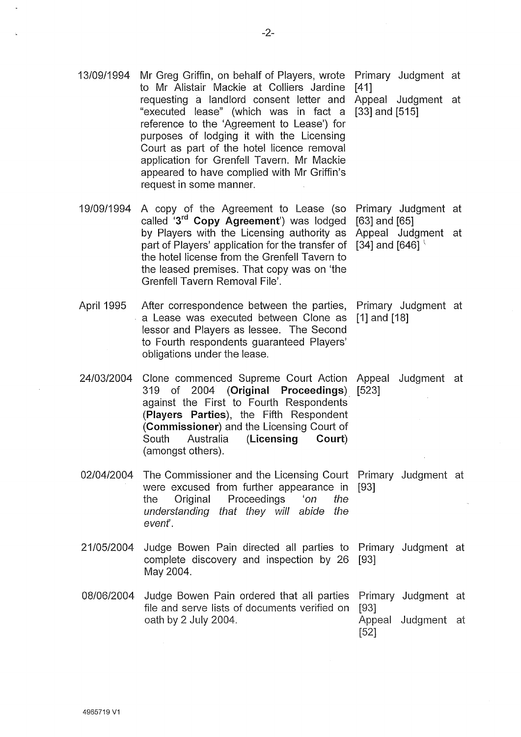| | | |
|---|---|---|
| 13/09/1994 | Mr Greg Griffin, on behalf of Players, wrote to Mr Alistair Mackie at Colliers Jardine requesting a landlord consent letter and "executed lease" (which was in fact a reference to the 'Agreement to Lease') for purposes of lodging it with the Licensing Court as part of the hotel licence removal application for Grenfell Tavern. Mr Mackie appeared to have complied with Mr Griffin's request in some manner. | Primary Judgment at [41] Appeal Judgment at [33] and [515] |
| 19/09/1994 | A copy of the Agreement to Lease (so called '**3rd Copy Agreement**') was lodged by Players with the Licensing authority as part of Players' application for the transfer of the hotel license from the Grenfell Tavern to the leased premises. That copy was on 'the Grenfell Tavern Removal File'. | Primary Judgment at [63] and [65] Appeal Judgment at [34] and [646] |
| April 1995 | After correspondence between the parties, a Lease was executed between Clone as lessor and Players as lessee. The Second to Fourth respondents guaranteed Players' obligations under the lease. | Primary Judgment at [1] and [18] |
| 24/03/2004 | Clone commenced Supreme Court Action 319 of 2004 (**Original Proceedings**) against the First to Fourth Respondents (**Players Parties**), the Fifth Respondent (**Commissioner**) and the Licensing Court of South Australia (**Licensing Court**) (amongst others). | Appeal Judgment at [523] |
| 02/04/2004 | The Commissioner and the Licensing Court were excused from further appearance in the Original Proceedings '*on the understanding that they will abide the event*'. | Primary Judgment at [93] |
| 21/05/2004 | Judge Bowen Pain directed all parties to complete discovery and inspection by 26 May 2004. | Primary Judgment at [93] |
| 08/06/2004 | Judge Bowen Pain ordered that all parties file and serve lists of documents verified on oath by 2 July 2004. | Primary Judgment at [93] Appeal Judgment at [52] |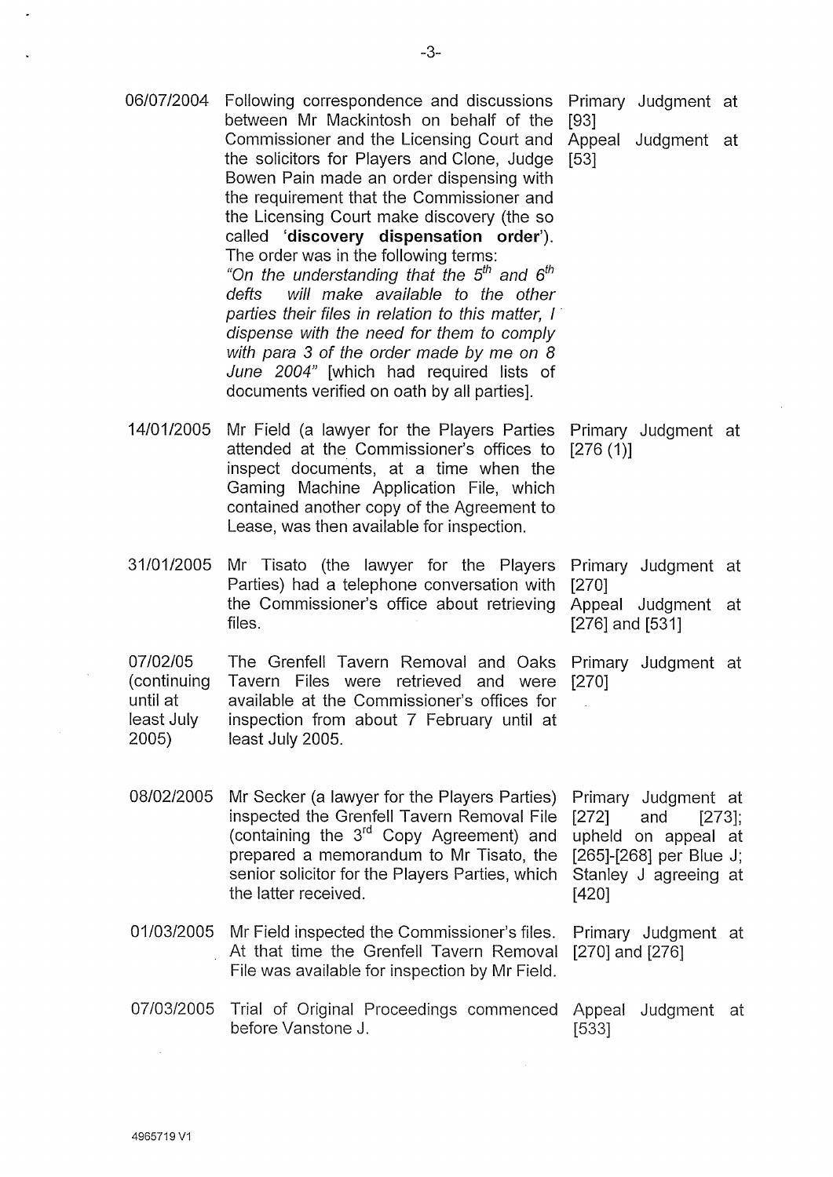| | | |
|---|---|---|
| 06/07/2004 | Following correspondence and discussions between Mr Mackintosh on behalf of the Commissioner and the Licensing Court and the solicitors for Players and Clone, Judge Bowen Pain made an order dispensing with the requirement that the Commissioner and the Licensing Court make discovery (the so called '**discovery dispensation order**'). The order was in the following terms: *"On the understanding that the 5th and 6th defts will make available to the other parties their files in relation to this matter, I dispense with the need for them to comply with para 3 of the order made by me on 8 June 2004"* [which had required lists of documents verified on oath by all parties]. | Primary Judgment at [93] Appeal Judgment at [53] |
| 14/01/2005 | Mr Field (a lawyer for the Players Parties attended at the Commissioner's offices to inspect documents, at a time when the Gaming Machine Application File, which contained another copy of the Agreement to Lease, was then available for inspection. | Primary Judgment at [276 (1)] |
| 31/01/2005 | Mr Tisato (the lawyer for the Players Parties) had a telephone conversation with the Commissioner's office about retrieving files. | Primary Judgment at [270] Appeal Judgment at [276] and [531] |
| 07/02/05 (continuing until at least July 2005) | The Grenfell Tavern Removal and Oaks Tavern Files were retrieved and were available at the Commissioner's offices for inspection from about 7 February until at least July 2005. | Primary Judgment at [270] |
| 08/02/2005 | Mr Secker (a lawyer for the Players Parties) inspected the Grenfell Tavern Removal File (containing the 3rd Copy Agreement) and prepared a memorandum to Mr Tisato, the senior solicitor for the Players Parties, which the latter received. | Primary Judgment at [272] and [273]; upheld on appeal at [265]-[268] per Blue J; Stanley J agreeing at [420] |
| 01/03/2005 | Mr Field inspected the Commissioner's files. At that time the Grenfell Tavern Removal File was available for inspection by Mr Field. | Primary Judgment at [270] and [276] |
| 07/03/2005 | Trial of Original Proceedings commenced before Vanstone J. | Appeal Judgment at [533] |

4965719 V1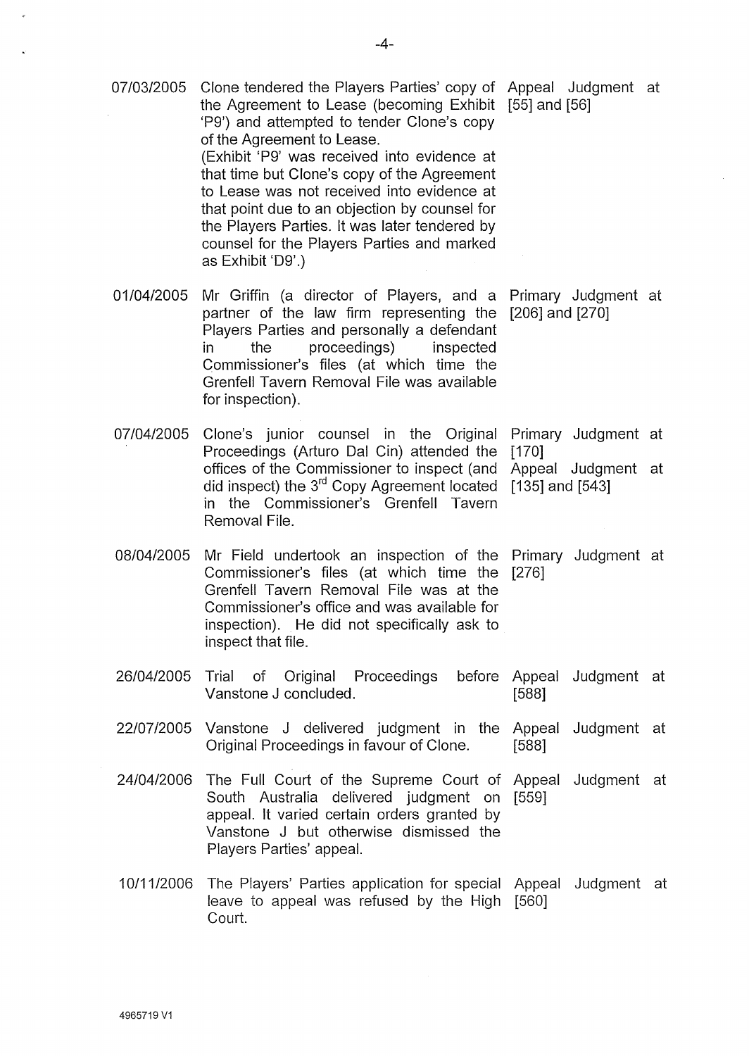| | | |
|---|---|---|
| 07/03/2005 | Clone tendered the Players Parties' copy of the Agreement to Lease (becoming Exhibit 'P9') and attempted to tender Clone's copy of the Agreement to Lease.<br>(Exhibit 'P9' was received into evidence at that time but Clone's copy of the Agreement to Lease was not received into evidence at that point due to an objection by counsel for the Players Parties. It was later tendered by counsel for the Players Parties and marked as Exhibit 'D9'.) | Appeal Judgment at [55] and [56] |
| 01/04/2005 | Mr Griffin (a director of Players, and a partner of the law firm representing the Players Parties and personally a defendant in the proceedings) inspected Commissioner's files (at which time the Grenfell Tavern Removal File was available for inspection). | Primary Judgment at [206] and [270] |
| 07/04/2005 | Clone's junior counsel in the Original Proceedings (Arturo Dal Cin) attended the offices of the Commissioner to inspect (and did inspect) the 3rd Copy Agreement located in the Commissioner's Grenfell Tavern Removal File. | Primary Judgment at [170]<br>Appeal Judgment at [135] and [543] |
| 08/04/2005 | Mr Field undertook an inspection of the Commissioner's files (at which time the Grenfell Tavern Removal File was at the Commissioner's office and was available for inspection). He did not specifically ask to inspect that file. | Primary Judgment at [276] |
| 26/04/2005 | Trial of Original Proceedings before Vanstone J concluded. | Appeal Judgment at [588] |
| 22/07/2005 | Vanstone J delivered judgment in the Original Proceedings in favour of Clone. | Appeal Judgment at [588] |
| 24/04/2006 | The Full Court of the Supreme Court of South Australia delivered judgment on appeal. It varied certain orders granted by Vanstone J but otherwise dismissed the Players Parties' appeal. | Appeal Judgment at [559] |
| 10/11/2006 | The Players' Parties application for special leave to appeal was refused by the High Court. | Appeal Judgment at [560] |

4965719 V1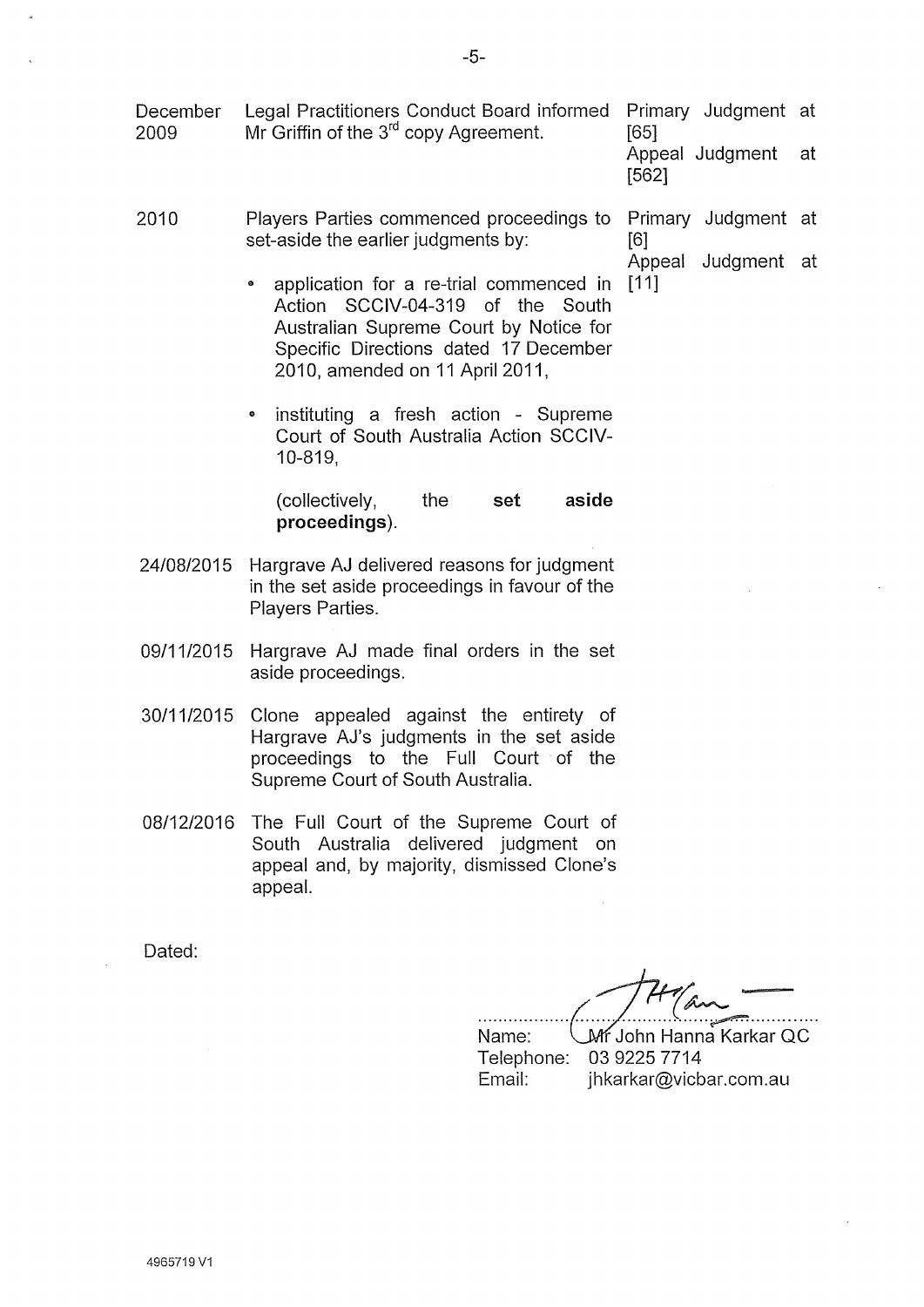| | | |
|---|---|---|
| December 2009 | Legal Practitioners Conduct Board informed Mr Griffin of the 3rd copy Agreement. | Primary Judgment at [65]<br>Appeal Judgment at [562] |
| 2010 | Players Parties commenced proceedings to set-aside the earlier judgments by:<br>• application for a re-trial commenced in Action SCCIV-04-319 of the South Australian Supreme Court by Notice for Specific Directions dated 17 December 2010, amended on 11 April 2011,<br>• instituting a fresh action - Supreme Court of South Australia Action SCCIV-10-819,<br>(collectively, the **set aside proceedings**). | Primary Judgment at [6]<br>Appeal Judgment at [11] |
| 24/08/2015 | Hargrave AJ delivered reasons for judgment in the set aside proceedings in favour of the Players Parties. | |
| 09/11/2015 | Hargrave AJ made final orders in the set aside proceedings. | |
| 30/11/2015 | Clone appealed against the entirety of Hargrave AJ's judgments in the set aside proceedings to the Full Court of the Supreme Court of South Australia. | |
| 08/12/2016 | The Full Court of the Supreme Court of South Australia delivered judgment on appeal and, by majority, dismissed Clone's appeal. | |

Dated:

Name: Mr John Hanna Karkar QC
Telephone: 03 9225 7714
Email: jhkarkar@vicbar.com.au

4965719 V1